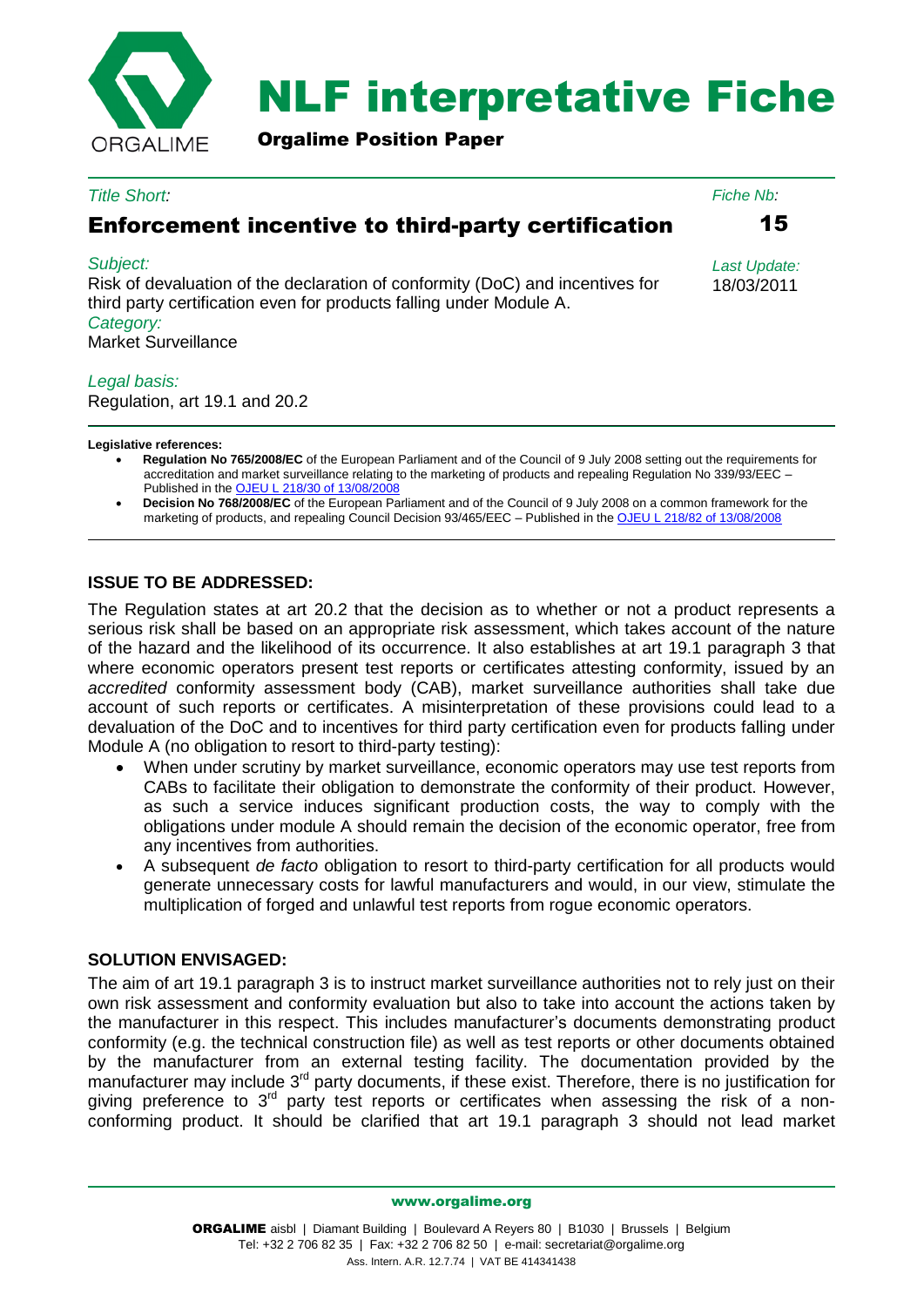# NLF interpretative Fiche

**Orgalime Position Paper**

*Title Short:*

## Enforcement incentive to third-party certification

*Fiche Nb:* **15**

*Subject:*
Risk of devaluation of the declaration of conformity (DoC) and incentives for third party certification even for products falling under Module A.

*Last Update:* 18/03/2011

*Category:*
Market Surveillance

*Legal basis:*
Regulation, art 19.1 and 20.2

**Legislative references:**

- **Regulation No 765/2008/EC** of the European Parliament and of the Council of 9 July 2008 setting out the requirements for accreditation and market surveillance relating to the marketing of products and repealing Regulation No 339/93/EEC – Published in the OJEU L 218/30 of 13/08/2008
- **Decision No 768/2008/EC** of the European Parliament and of the Council of 9 July 2008 on a common framework for the marketing of products, and repealing Council Decision 93/465/EEC – Published in the OJEU L 218/82 of 13/08/2008

### ISSUE TO BE ADDRESSED:

The Regulation states at art 20.2 that the decision as to whether or not a product represents a serious risk shall be based on an appropriate risk assessment, which takes account of the nature of the hazard and the likelihood of its occurrence. It also establishes at art 19.1 paragraph 3 that where economic operators present test reports or certificates attesting conformity, issued by an *accredited* conformity assessment body (CAB), market surveillance authorities shall take due account of such reports or certificates. A misinterpretation of these provisions could lead to a devaluation of the DoC and to incentives for third party certification even for products falling under Module A (no obligation to resort to third-party testing):

- When under scrutiny by market surveillance, economic operators may use test reports from CABs to facilitate their obligation to demonstrate the conformity of their product. However, as such a service induces significant production costs, the way to comply with the obligations under module A should remain the decision of the economic operator, free from any incentives from authorities.
- A subsequent *de facto* obligation to resort to third-party certification for all products would generate unnecessary costs for lawful manufacturers and would, in our view, stimulate the multiplication of forged and unlawful test reports from rogue economic operators.

### SOLUTION ENVISAGED:

The aim of art 19.1 paragraph 3 is to instruct market surveillance authorities not to rely just on their own risk assessment and conformity evaluation but also to take into account the actions taken by the manufacturer in this respect. This includes manufacturer's documents demonstrating product conformity (e.g. the technical construction file) as well as test reports or other documents obtained by the manufacturer from an external testing facility. The documentation provided by the manufacturer may include 3rd party documents, if these exist. Therefore, there is no justification for giving preference to 3rd party test reports or certificates when assessing the risk of a non-conforming product. It should be clarified that art 19.1 paragraph 3 should not lead market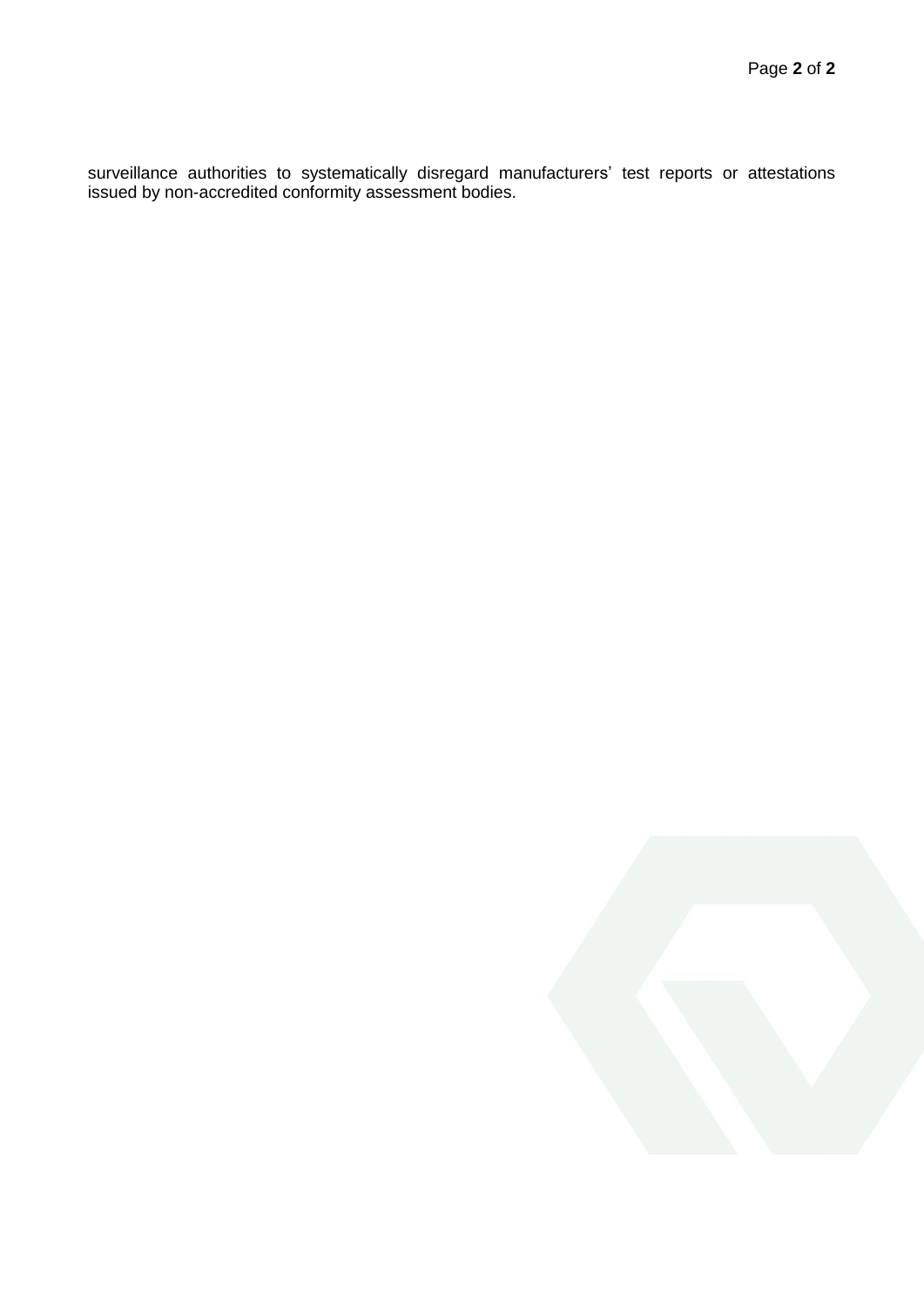surveillance authorities to systematically disregard manufacturers' test reports or attestations issued by non-accredited conformity assessment bodies.